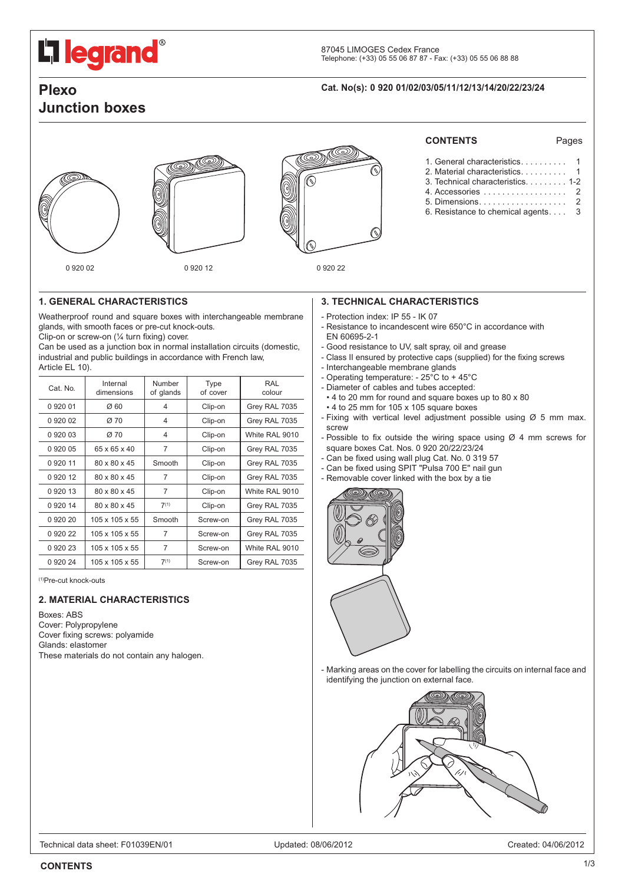legrand®

87045 LIMOGES Cedex France
Telephone: (+33) 05 55 06 87 87 - Fax: (+33) 05 55 06 88 88

# Plexo
# Junction boxes

**Cat. No(s): 0 920 01/02/03/05/11/12/13/14/20/22/23/24**

0 920 02 0 920 12 0 920 22

**CONTENTS** Pages

1. General characteristics.......... 1
2. Material characteristics.......... 1
3. Technical characteristics.......... 1-2
4. Accessories.................. 2
5. Dimensions.................. 2
6. Resistance to chemical agents.... 3

## 1. GENERAL CHARACTERISTICS

Weatherproof round and square boxes with interchangeable membrane glands, with smooth faces or pre-cut knock-outs.
Clip-on or screw-on (¼ turn fixing) cover.
Can be used as a junction box in normal installation circuits (domestic, industrial and public buildings in accordance with French law, Article EL 10).

| Cat. No. | Internal dimensions | Number of glands | Type of cover | RAL colour |
|---|---|---|---|---|
| 0 920 01 | Ø 60 | 4 | Clip-on | Grey RAL 7035 |
| 0 920 02 | Ø 70 | 4 | Clip-on | Grey RAL 7035 |
| 0 920 03 | Ø 70 | 4 | Clip-on | White RAL 9010 |
| 0 920 05 | 65 x 65 x 40 | 7 | Clip-on | Grey RAL 7035 |
| 0 920 11 | 80 x 80 x 45 | Smooth | Clip-on | Grey RAL 7035 |
| 0 920 12 | 80 x 80 x 45 | 7 | Clip-on | Grey RAL 7035 |
| 0 920 13 | 80 x 80 x 45 | 7 | Clip-on | White RAL 9010 |
| 0 920 14 | 80 x 80 x 45 | 7[1] | Clip-on | Grey RAL 7035 |
| 0 920 20 | 105 x 105 x 55 | Smooth | Screw-on | Grey RAL 7035 |
| 0 920 22 | 105 x 105 x 55 | 7 | Screw-on | Grey RAL 7035 |
| 0 920 23 | 105 x 105 x 55 | 7 | Screw-on | White RAL 9010 |
| 0 920 24 | 105 x 105 x 55 | 7[1] | Screw-on | Grey RAL 7035 |

[1]Pre-cut knock-outs

## 2. MATERIAL CHARACTERISTICS

Boxes: ABS
Cover: Polypropylene
Cover fixing screws: polyamide
Glands: elastomer
These materials do not contain any halogen.

## 3. TECHNICAL CHARACTERISTICS

- Protection index: IP 55 - IK 07
- Resistance to incandescent wire 650°C in accordance with EN 60695-2-1
- Good resistance to UV, salt spray, oil and grease
- Class II ensured by protective caps (supplied) for the fixing screws
- Interchangeable membrane glands
- Operating temperature: - 25°C to + 45°C
- Diameter of cables and tubes accepted:
  - 4 to 20 mm for round and square boxes up to 80 x 80
  - 4 to 25 mm for 105 x 105 square boxes
- Fixing with vertical level adjustment possible using Ø 5 mm max. screw
- Possible to fix outside the wiring space using Ø 4 mm screws for square boxes Cat. Nos. 0 920 20/22/23/24
- Can be fixed using wall plug Cat. No. 0 319 57
- Can be fixed using SPIT "Pulsa 700 E" nail gun
- Removable cover linked with the box by a tie

- Marking areas on the cover for labelling the circuits on internal face and identifying the junction on external face.

Technical data sheet: F01039EN/01 Updated: 08/06/2012 Created: 04/06/2012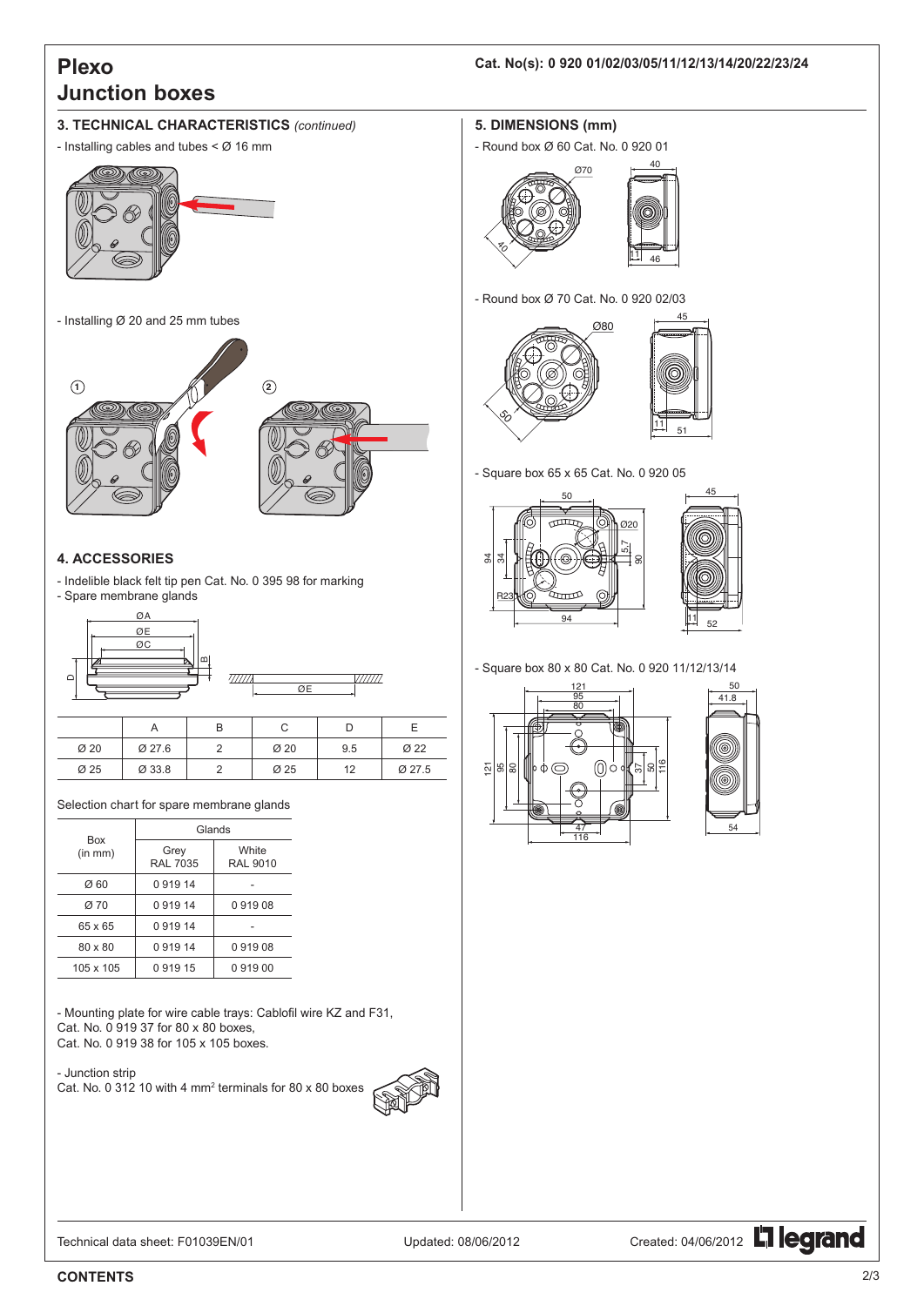# Plexo
# Junction boxes

**Cat. No(s): 0 920 01/02/03/05/11/12/13/14/20/22/23/24**

## 3. TECHNICAL CHARACTERISTICS *(continued)*

- Installing cables and tubes < Ø 16 mm

- Installing Ø 20 and 25 mm tubes

## 4. ACCESSORIES

- Indelible black felt tip pen Cat. No. 0 395 98 for marking
- Spare membrane glands

| | A | B | C | D | E |
|---|---|---|---|---|---|
| Ø 20 | Ø 27.6 | 2 | Ø 20 | 9.5 | Ø 22 |
| Ø 25 | Ø 33.8 | 2 | Ø 25 | 12 | Ø 27.5 |

Selection chart for spare membrane glands

| Box (in mm) | Glands | |
|---|---|---|
| | Grey RAL 7035 | White RAL 9010 |
| Ø 60 | 0 919 14 | - |
| Ø 70 | 0 919 14 | 0 919 08 |
| 65 x 65 | 0 919 14 | - |
| 80 x 80 | 0 919 14 | 0 919 08 |
| 105 x 105 | 0 919 15 | 0 919 00 |

- Mounting plate for wire cable trays: Cablofil wire KZ and F31,
Cat. No. 0 919 37 for 80 x 80 boxes,
Cat. No. 0 919 38 for 105 x 105 boxes.

- Junction strip
Cat. No. 0 312 10 with 4 mm² terminals for 80 x 80 boxes

## 5. DIMENSIONS (mm)

- Round box Ø 60 Cat. No. 0 920 01

- Round box Ø 70 Cat. No. 0 920 02/03

- Square box 65 x 65 Cat. No. 0 920 05

- Square box 80 x 80 Cat. No. 0 920 11/12/13/14

Technical data sheet: F01039EN/01 Updated: 08/06/2012 Created: 04/06/2012

**CONTENTS**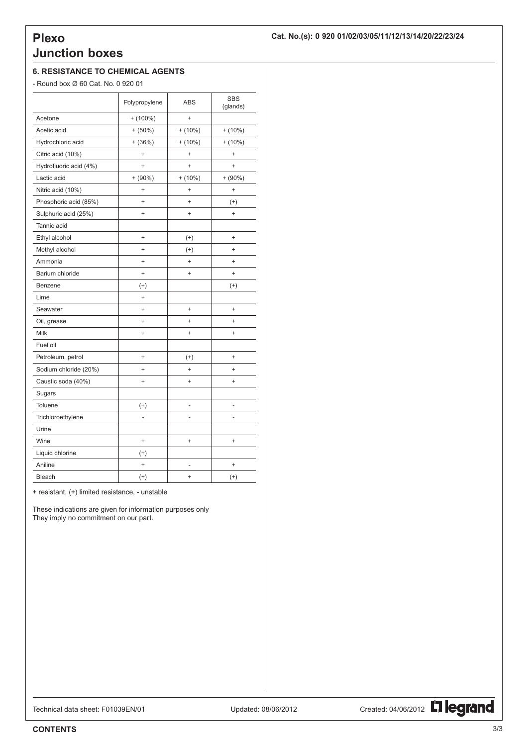# Plexo Junction boxes

Cat. No.(s): 0 920 01/02/03/05/11/12/13/14/20/22/23/24

## 6. RESISTANCE TO CHEMICAL AGENTS

- Round box Ø 60 Cat. No. 0 920 01

| | Polypropylene | ABS | SBS (glands) |
|---|---|---|---|
| Acetone | + (100%) | + | |
| Acetic acid | + (50%) | + (10%) | + (10%) |
| Hydrochloric acid | + (36%) | + (10%) | + (10%) |
| Citric acid (10%) | + | + | + |
| Hydrofluoric acid (4%) | + | + | + |
| Lactic acid | + (90%) | + (10%) | + (90%) |
| Nitric acid (10%) | + | + | + |
| Phosphoric acid (85%) | + | + | (+) |
| Sulphuric acid (25%) | + | + | + |
| Tannic acid | | | |
| Ethyl alcohol | + | (+) | + |
| Methyl alcohol | + | (+) | + |
| Ammonia | + | + | + |
| Barium chloride | + | + | + |
| Benzene | (+) | | (+) |
| Lime | + | | |
| Seawater | + | + | + |
| Oil, grease | + | + | + |
| Milk | + | + | + |
| Fuel oil | | | |
| Petroleum, petrol | + | (+) | + |
| Sodium chloride (20%) | + | + | + |
| Caustic soda (40%) | + | + | + |
| Sugars | | | |
| Toluene | (+) | - | - |
| Trichloroethylene | - | - | - |
| Urine | | | |
| Wine | + | + | + |
| Liquid chlorine | (+) | | |
| Aniline | + | - | + |
| Bleach | (+) | + | (+) |

+ resistant, (+) limited resistance, - unstable

These indications are given for information purposes only
They imply no commitment on our part.

Technical data sheet: F01039EN/01 Updated: 08/06/2012 Created: 04/06/2012